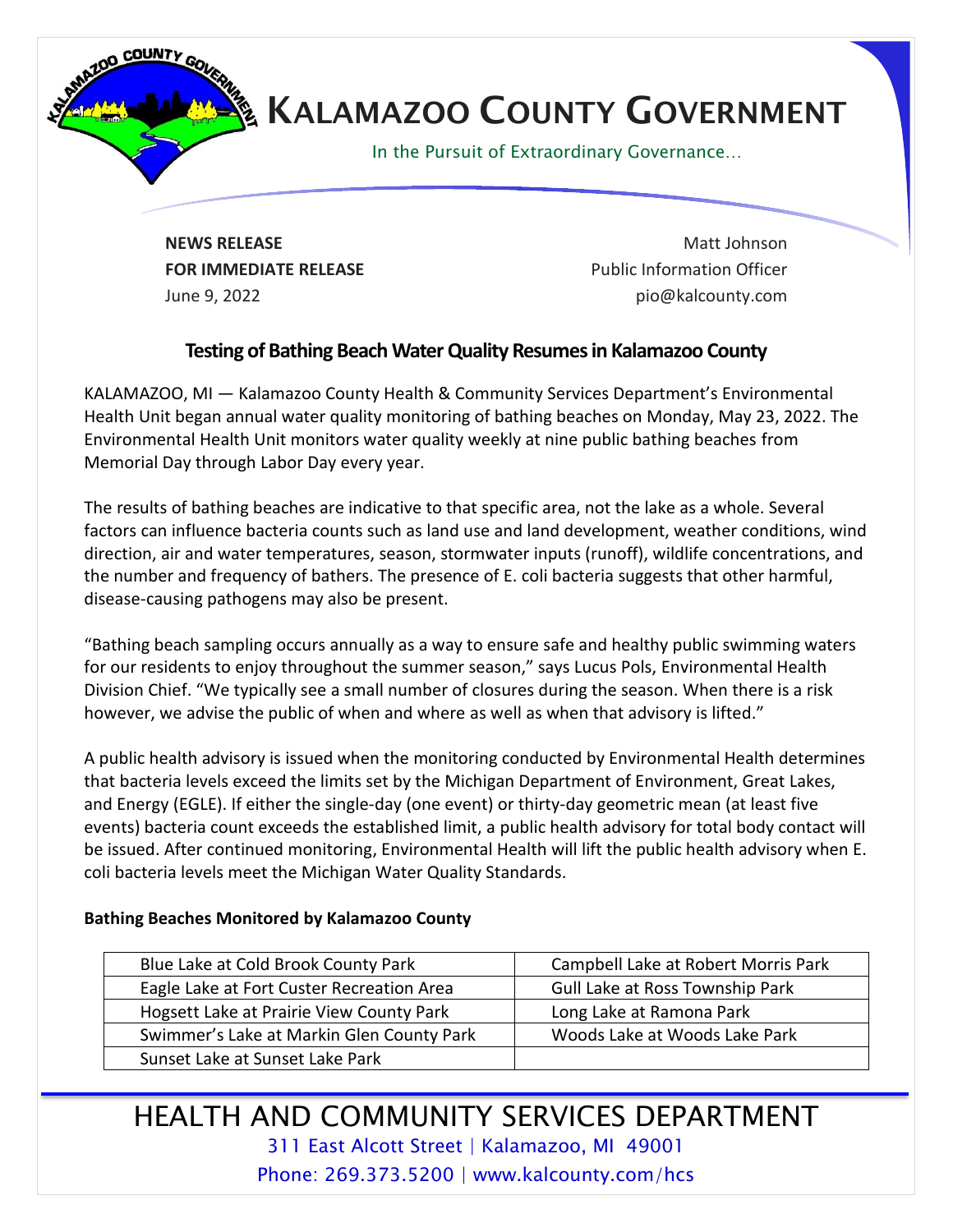# KALAMAZOO COUNTY GOVERNMENT

In the Pursuit of Extraordinary Governance…

**NEWS RELEASE**
**FOR IMMEDIATE RELEASE**
June 9, 2022

Matt Johnson
Public Information Officer
pio@kalcounty.com

## Testing of Bathing Beach Water Quality Resumes in Kalamazoo County

KALAMAZOO, MI — Kalamazoo County Health & Community Services Department's Environmental Health Unit began annual water quality monitoring of bathing beaches on Monday, May 23, 2022. The Environmental Health Unit monitors water quality weekly at nine public bathing beaches from Memorial Day through Labor Day every year.

The results of bathing beaches are indicative to that specific area, not the lake as a whole. Several factors can influence bacteria counts such as land use and land development, weather conditions, wind direction, air and water temperatures, season, stormwater inputs (runoff), wildlife concentrations, and the number and frequency of bathers. The presence of E. coli bacteria suggests that other harmful, disease-causing pathogens may also be present.

"Bathing beach sampling occurs annually as a way to ensure safe and healthy public swimming waters for our residents to enjoy throughout the summer season," says Lucus Pols, Environmental Health Division Chief. "We typically see a small number of closures during the season. When there is a risk however, we advise the public of when and where as well as when that advisory is lifted."

A public health advisory is issued when the monitoring conducted by Environmental Health determines that bacteria levels exceed the limits set by the Michigan Department of Environment, Great Lakes, and Energy (EGLE). If either the single-day (one event) or thirty-day geometric mean (at least five events) bacteria count exceeds the established limit, a public health advisory for total body contact will be issued. After continued monitoring, Environmental Health will lift the public health advisory when E. coli bacteria levels meet the Michigan Water Quality Standards.

**Bathing Beaches Monitored by Kalamazoo County**

| | |
|---|---|
| Blue Lake at Cold Brook County Park | Campbell Lake at Robert Morris Park |
| Eagle Lake at Fort Custer Recreation Area | Gull Lake at Ross Township Park |
| Hogsett Lake at Prairie View County Park | Long Lake at Ramona Park |
| Swimmer's Lake at Markin Glen County Park | Woods Lake at Woods Lake Park |
| Sunset Lake at Sunset Lake Park | |

HEALTH AND COMMUNITY SERVICES DEPARTMENT
311 East Alcott Street | Kalamazoo, MI 49001
Phone: 269.373.5200 | www.kalcounty.com/hcs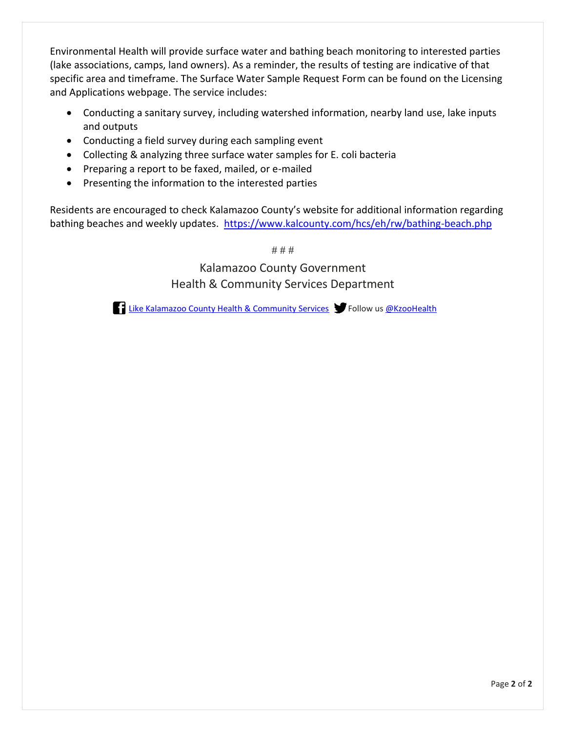Environmental Health will provide surface water and bathing beach monitoring to interested parties (lake associations, camps, land owners). As a reminder, the results of testing are indicative of that specific area and timeframe. The Surface Water Sample Request Form can be found on the Licensing and Applications webpage. The service includes:

- Conducting a sanitary survey, including watershed information, nearby land use, lake inputs and outputs
- Conducting a field survey during each sampling event
- Collecting & analyzing three surface water samples for E. coli bacteria
- Preparing a report to be faxed, mailed, or e-mailed
- Presenting the information to the interested parties

Residents are encouraged to check Kalamazoo County's website for additional information regarding bathing beaches and weekly updates. https://www.kalcounty.com/hcs/eh/rw/bathing-beach.php

# # #

Kalamazoo County Government
Health & Community Services Department

Like Kalamazoo County Health & Community Services Follow us @KzooHealth